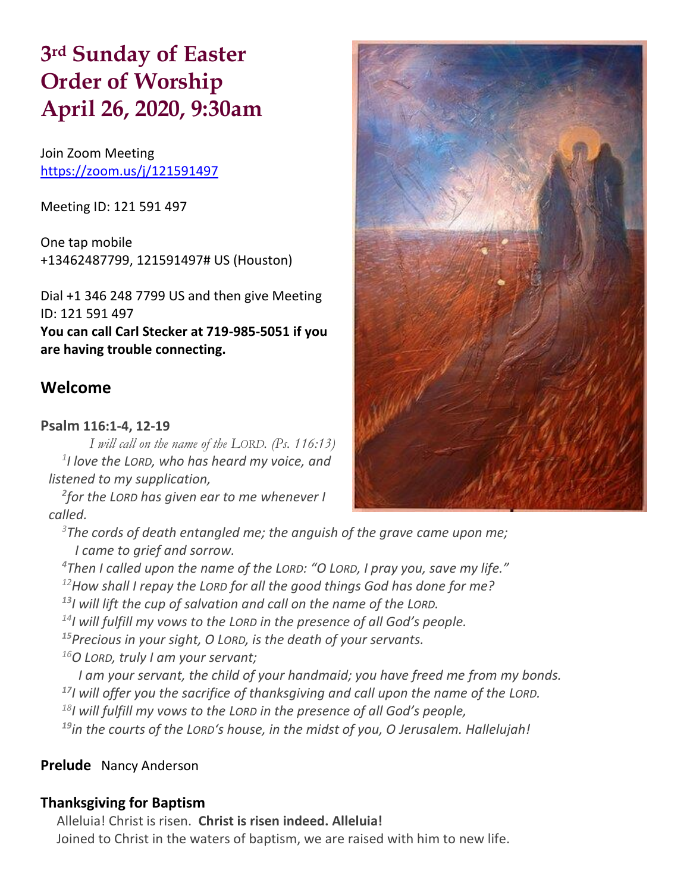# 3rd Sunday of Easter Order of Worship April 26, 2020, 9:30am

Join Zoom Meeting
https://zoom.us/j/121591497

Meeting ID: 121 591 497

One tap mobile
+13462487799, 121591497# US (Houston)

Dial +1 346 248 7799 US and then give Meeting ID: 121 591 497
**You can call Carl Stecker at 719-985-5051 if you are having trouble connecting.**

## Welcome

**Psalm 116:1-4, 12-19**

*I will call on the name of the LORD. (Ps. 116:13)*

*[1]I love the LORD, who has heard my voice, and listened to my supplication,*
*[2]for the LORD has given ear to me whenever I called.*
*[3]The cords of death entangled me; the anguish of the grave came upon me;*
*I came to grief and sorrow.*
*[4]Then I called upon the name of the LORD: "O LORD, I pray you, save my life."*
*[12]How shall I repay the LORD for all the good things God has done for me?*
*[13]I will lift the cup of salvation and call on the name of the LORD.*
*[14]I will fulfill my vows to the LORD in the presence of all God's people.*
*[15]Precious in your sight, O LORD, is the death of your servants.*
*[16]O LORD, truly I am your servant;*
*I am your servant, the child of your handmaid; you have freed me from my bonds.*
*[17]I will offer you the sacrifice of thanksgiving and call upon the name of the LORD.*
*[18]I will fulfill my vows to the LORD in the presence of all God's people,*
*[19]in the courts of the LORD's house, in the midst of you, O Jerusalem. Hallelujah!*

**Prelude** Nancy Anderson

**Thanksgiving for Baptism**

Alleluia! Christ is risen. **Christ is risen indeed. Alleluia!**
Joined to Christ in the waters of baptism, we are raised with him to new life.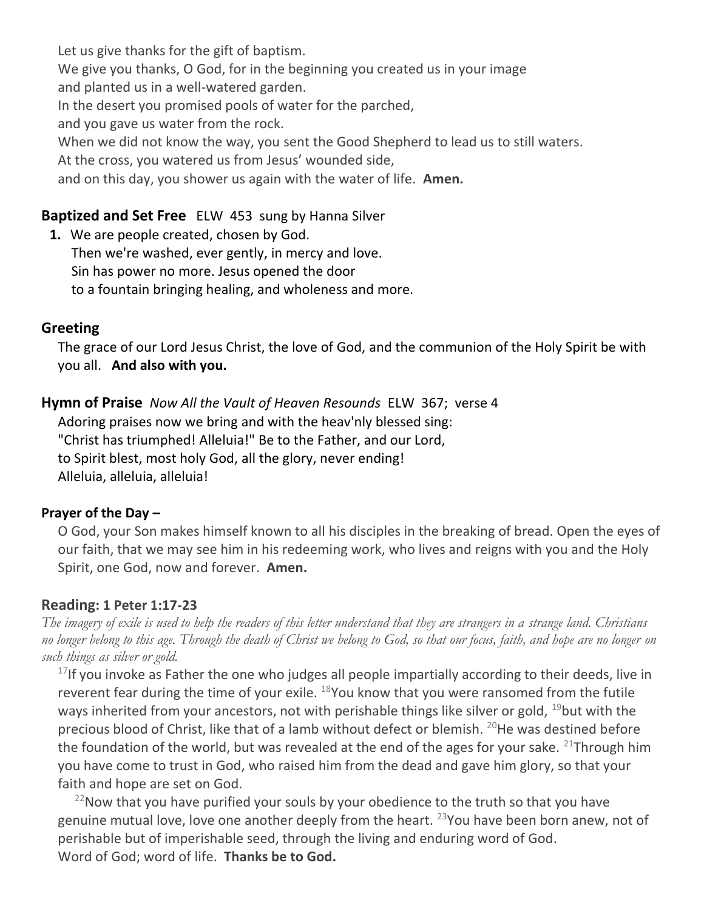Let us give thanks for the gift of baptism.
We give you thanks, O God, for in the beginning you created us in your image
and planted us in a well-watered garden.
In the desert you promised pools of water for the parched,
and you gave us water from the rock.
When we did not know the way, you sent the Good Shepherd to lead us to still waters.
At the cross, you watered us from Jesus' wounded side,
and on this day, you shower us again with the water of life. **Amen.**

## Baptized and Set Free ELW 453 sung by Hanna Silver

**1.** We are people created, chosen by God.
Then we're washed, ever gently, in mercy and love.
Sin has power no more. Jesus opened the door
to a fountain bringing healing, and wholeness and more.

## Greeting

The grace of our Lord Jesus Christ, the love of God, and the communion of the Holy Spirit be with you all. **And also with you.**

## Hymn of Praise *Now All the Vault of Heaven Resounds* ELW 367; verse 4

Adoring praises now we bring and with the heav'nly blessed sing:
"Christ has triumphed! Alleluia!" Be to the Father, and our Lord,
to Spirit blest, most holy God, all the glory, never ending!
Alleluia, alleluia, alleluia!

### Prayer of the Day –

O God, your Son makes himself known to all his disciples in the breaking of bread. Open the eyes of our faith, that we may see him in his redeeming work, who lives and reigns with you and the Holy Spirit, one God, now and forever. **Amen.**

## Reading: 1 Peter 1:17-23

*The imagery of exile is used to help the readers of this letter understand that they are strangers in a strange land. Christians no longer belong to this age. Through the death of Christ we belong to God, so that our focus, faith, and hope are no longer on such things as silver or gold.*

[17]If you invoke as Father the one who judges all people impartially according to their deeds, live in reverent fear during the time of your exile. [18]You know that you were ransomed from the futile ways inherited from your ancestors, not with perishable things like silver or gold, [19]but with the precious blood of Christ, like that of a lamb without defect or blemish. [20]He was destined before the foundation of the world, but was revealed at the end of the ages for your sake. [21]Through him you have come to trust in God, who raised him from the dead and gave him glory, so that your faith and hope are set on God.

[22]Now that you have purified your souls by your obedience to the truth so that you have genuine mutual love, love one another deeply from the heart. [23]You have been born anew, not of perishable but of imperishable seed, through the living and enduring word of God.
Word of God; word of life. **Thanks be to God.**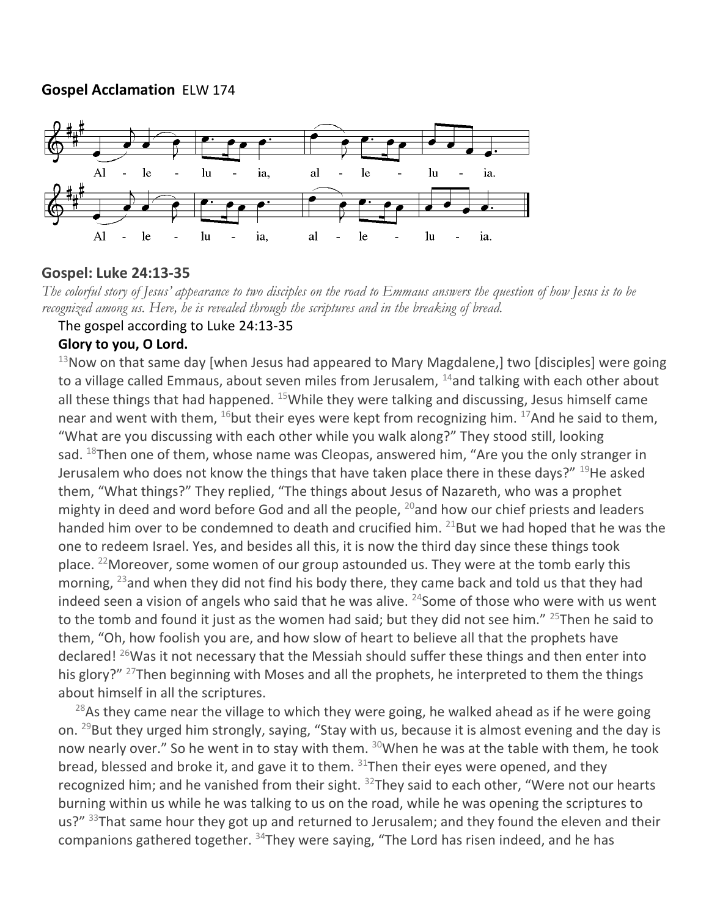**Gospel Acclamation** ELW 174

Al - le - lu - ia, al - le - lu - ia.

Al - le - lu - ia, al - le - lu - ia.

## Gospel: Luke 24:13-35

*The colorful story of Jesus' appearance to two disciples on the road to Emmaus answers the question of how Jesus is to be recognized among us. Here, he is revealed through the scriptures and in the breaking of bread.*

The gospel according to Luke 24:13-35

**Glory to you, O Lord.**

13Now on that same day [when Jesus had appeared to Mary Magdalene,] two [disciples] were going to a village called Emmaus, about seven miles from Jerusalem, 14and talking with each other about all these things that had happened. 15While they were talking and discussing, Jesus himself came near and went with them, 16but their eyes were kept from recognizing him. 17And he said to them, "What are you discussing with each other while you walk along?" They stood still, looking sad. 18Then one of them, whose name was Cleopas, answered him, "Are you the only stranger in Jerusalem who does not know the things that have taken place there in these days?" 19He asked them, "What things?" They replied, "The things about Jesus of Nazareth, who was a prophet mighty in deed and word before God and all the people, 20and how our chief priests and leaders handed him over to be condemned to death and crucified him. 21But we had hoped that he was the one to redeem Israel. Yes, and besides all this, it is now the third day since these things took place. 22Moreover, some women of our group astounded us. They were at the tomb early this morning, 23and when they did not find his body there, they came back and told us that they had indeed seen a vision of angels who said that he was alive. 24Some of those who were with us went to the tomb and found it just as the women had said; but they did not see him." 25Then he said to them, "Oh, how foolish you are, and how slow of heart to believe all that the prophets have declared! 26Was it not necessary that the Messiah should suffer these things and then enter into his glory?" 27Then beginning with Moses and all the prophets, he interpreted to them the things about himself in all the scriptures.

28As they came near the village to which they were going, he walked ahead as if he were going on. 29But they urged him strongly, saying, "Stay with us, because it is almost evening and the day is now nearly over." So he went in to stay with them. 30When he was at the table with them, he took bread, blessed and broke it, and gave it to them. 31Then their eyes were opened, and they recognized him; and he vanished from their sight. 32They said to each other, "Were not our hearts burning within us while he was talking to us on the road, while he was opening the scriptures to us?" 33That same hour they got up and returned to Jerusalem; and they found the eleven and their companions gathered together. 34They were saying, "The Lord has risen indeed, and he has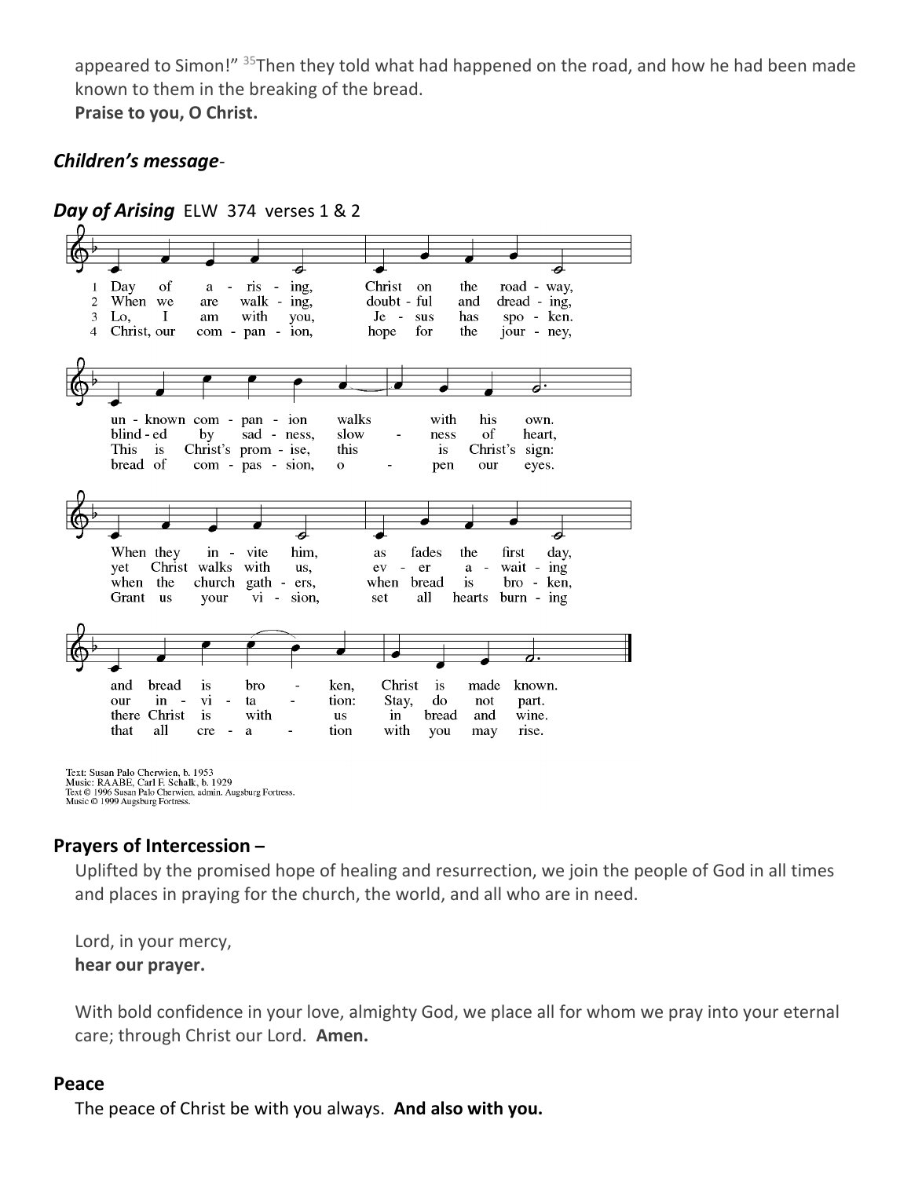appeared to Simon!" [35]Then they told what had happened on the road, and how he had been made known to them in the breaking of the bread.
**Praise to you, O Christ.**

***Children's message***-

***Day of Arising*** ELW 374 verses 1 & 2

1 Day of arising, Christ on the roadway, unknown companion walks with his own. When they invite him, as fades the first day, and bread is broken, Christ is made known.

2 When we are walking, doubtful and dreading, blinded by sadness, slowness of heart, yet Christ walks with us, ever awaiting our invitation: Stay, do not part.

3 Lo, I am with you, Jesus has spoken. This is Christ's promise, this is Christ's sign: when the church gathers, when bread is broken, there Christ is with us in bread and wine.

4 Christ, our companion, hope for the journey, bread of compassion, open our eyes. Grant us your vision, set all hearts burning that all creation with you may rise.

Text: Susan Palo Cherwien, b. 1953
Music: RAABE, Carl F. Schalk, b. 1929
Text © 1996 Susan Palo Cherwien, admin. Augsburg Fortress.
Music © 1999 Augsburg Fortress.

## Prayers of Intercession –

Uplifted by the promised hope of healing and resurrection, we join the people of God in all times and places in praying for the church, the world, and all who are in need.

Lord, in your mercy,
**hear our prayer.**

With bold confidence in your love, almighty God, we place all for whom we pray into your eternal care; through Christ our Lord. **Amen.**

## Peace

The peace of Christ be with you always. **And also with you.**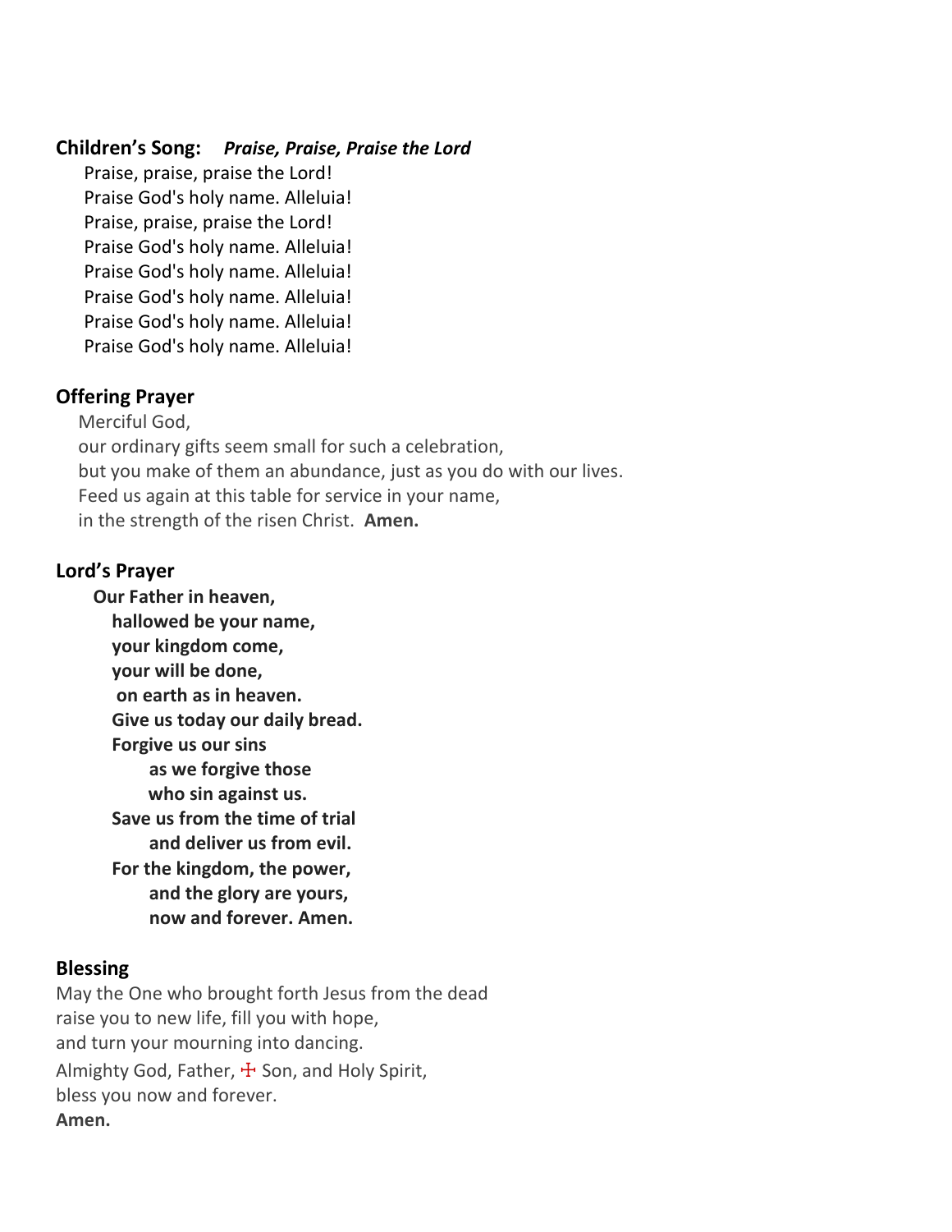**Children's Song:** ***Praise, Praise, Praise the Lord***

Praise, praise, praise the Lord!
Praise God's holy name. Alleluia!
Praise, praise, praise the Lord!
Praise God's holy name. Alleluia!
Praise God's holy name. Alleluia!
Praise God's holy name. Alleluia!
Praise God's holy name. Alleluia!
Praise God's holy name. Alleluia!

**Offering Prayer**

Merciful God,
our ordinary gifts seem small for such a celebration,
but you make of them an abundance, just as you do with our lives.
Feed us again at this table for service in your name,
in the strength of the risen Christ. **Amen.**

**Lord's Prayer**

**Our Father in heaven,**
**hallowed be your name,**
**your kingdom come,**
**your will be done,**
**on earth as in heaven.**
**Give us today our daily bread.**
**Forgive us our sins**
**as we forgive those**
**who sin against us.**
**Save us from the time of trial**
**and deliver us from evil.**
**For the kingdom, the power,**
**and the glory are yours,**
**now and forever. Amen.**

**Blessing**

May the One who brought forth Jesus from the dead
raise you to new life, fill you with hope,
and turn your mourning into dancing.
Almighty God, Father, ☩ Son, and Holy Spirit,
bless you now and forever.
**Amen.**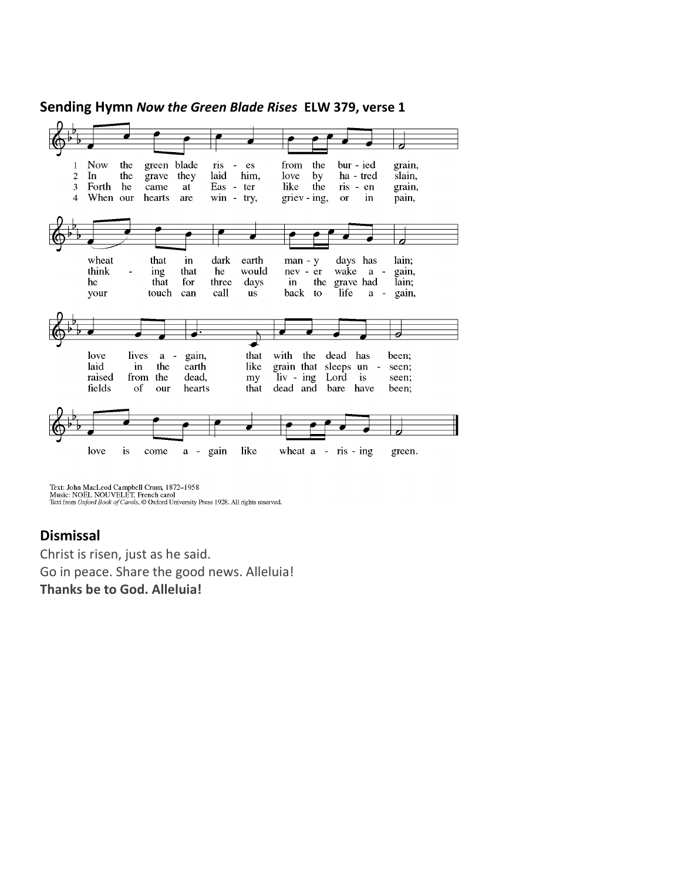**Sending Hymn *Now the Green Blade Rises* ELW 379, verse 1**

1 Now the green blade rises from the buried grain,
2 In the grave they laid him, love by hatred slain,
3 Forth he came at Easter like the risen grain,
4 When our hearts are wintry, grieving, or in pain,

wheat that in dark earth many days has lain;
thinking that he would never wake again,
he that for three days in the grave had lain;
your touch can call us back to life again,

love lives again, that with the dead has been;
laid in the earth like grain that sleeps unseen;
raised from the dead, my living Lord is seen;
fields of our hearts that dead and bare have been;

love is come again like wheat arising green.

Text: John MacLeod Campbell Crum, 1872–1958
Music: NOËL NOUVELET, French carol
Text from *Oxford Book of Carols*, © Oxford University Press 1928. All rights reserved.

## Dismissal

Christ is risen, just as he said.
Go in peace. Share the good news. Alleluia!
**Thanks be to God. Alleluia!**